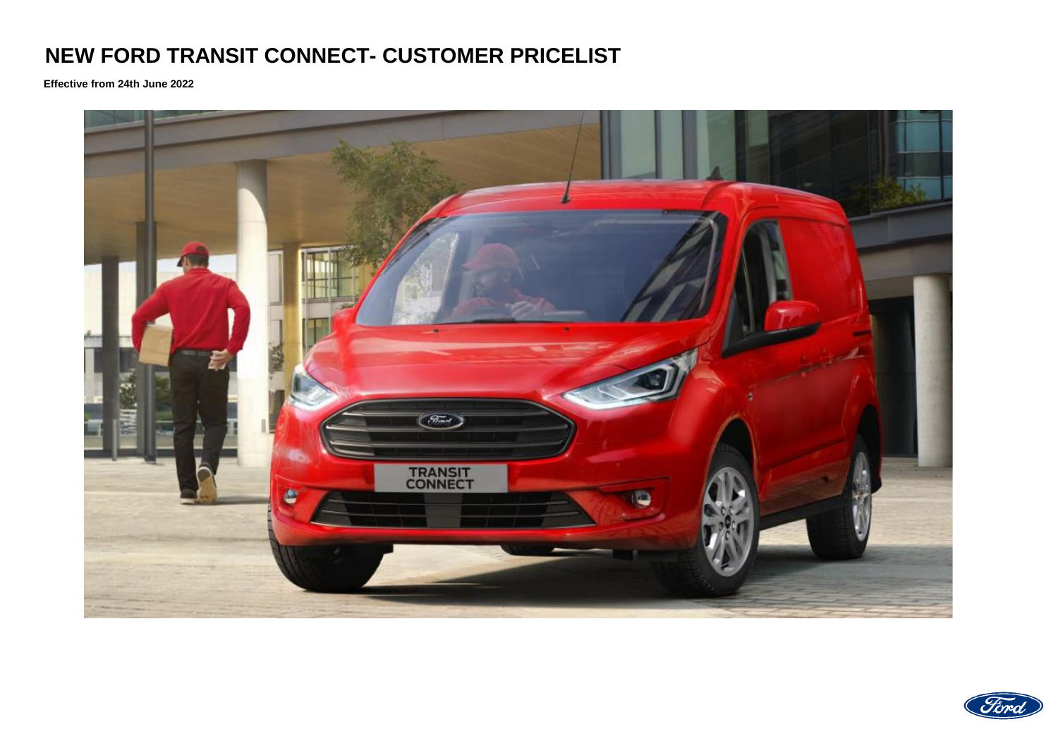# NEW FORD TRANSIT CONNECT- CUSTOMER PRICELIST

**Effective from 24th June 2022**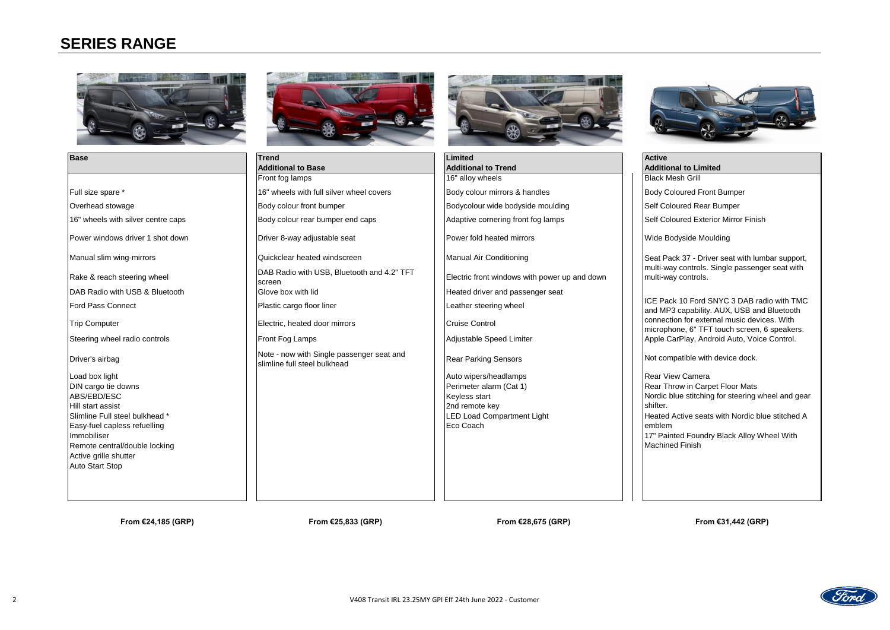# SERIES RANGE

| Base | Trend<br>Additional to Base | Limited<br>Additional to Trend | Active<br>Additional to Limited |
|---|---|---|---|
| | Front fog lamps | 16" alloy wheels | Black Mesh Grill |
| Full size spare * | 16" wheels with full silver wheel covers | Body colour mirrors & handles | Body Coloured Front Bumper |
| Overhead stowage | Body colour front bumper | Bodycolour wide bodyside moulding | Self Coloured Rear Bumper |
| 16" wheels with silver centre caps | Body colour rear bumper end caps | Adaptive cornering front fog lamps | Self Coloured Exterior Mirror Finish |
| Power windows driver 1 shot down | Driver 8-way adjustable seat | Power fold heated mirrors | Wide Bodyside Moulding |
| Manual slim wing-mirrors | Quickclear heated windscreen | Manual Air Conditioning | Seat Pack 37 - Driver seat with lumbar support, multi-way controls. Single passenger seat with multi-way controls. |
| Rake & reach steering wheel | DAB Radio with USB, Bluetooth and 4.2" TFT screen | Electric front windows with power up and down | |
| DAB Radio with USB & Bluetooth | Glove box with lid | Heated driver and passenger seat | ICE Pack 10 Ford SNYC 3 DAB radio with TMC and MP3 capability. AUX, USB and Bluetooth connection for external music devices. With microphone, 6" TFT touch screen, 6 speakers. Apple CarPlay, Android Auto, Voice Control. |
| Ford Pass Connect | Plastic cargo floor liner | Leather steering wheel | |
| Trip Computer | Electric, heated door mirrors | Cruise Control | |
| Steering wheel radio controls | Front Fog Lamps | Adjustable Speed Limiter | |
| Driver's airbag | Note - now with Single passenger seat and slimline full steel bulkhead | Rear Parking Sensors | Not compatible with device dock. |
| Load box light<br>DIN cargo tie downs<br>ABS/EBD/ESC<br>Hill start assist<br>Slimline Full steel bulkhead *<br>Easy-fuel capless refuelling<br>Immobiliser<br>Remote central/double locking<br>Active grille shutter<br>Auto Start Stop | | Auto wipers/headlamps<br>Perimeter alarm (Cat 1)<br>Keyless start<br>2nd remote key<br>LED Load Compartment Light<br>Eco Coach | Rear View Camera<br>Rear Throw in Carpet Floor Mats<br>Nordic blue stitching for steering wheel and gear shifter.<br>Heated Active seats with Nordic blue stitched A emblem<br>17" Painted Foundry Black Alloy Wheel With Machined Finish |
| **From €24,185 (GRP)** | **From €25,833 (GRP)** | **From €28,675 (GRP)** | **From €31,442 (GRP)** |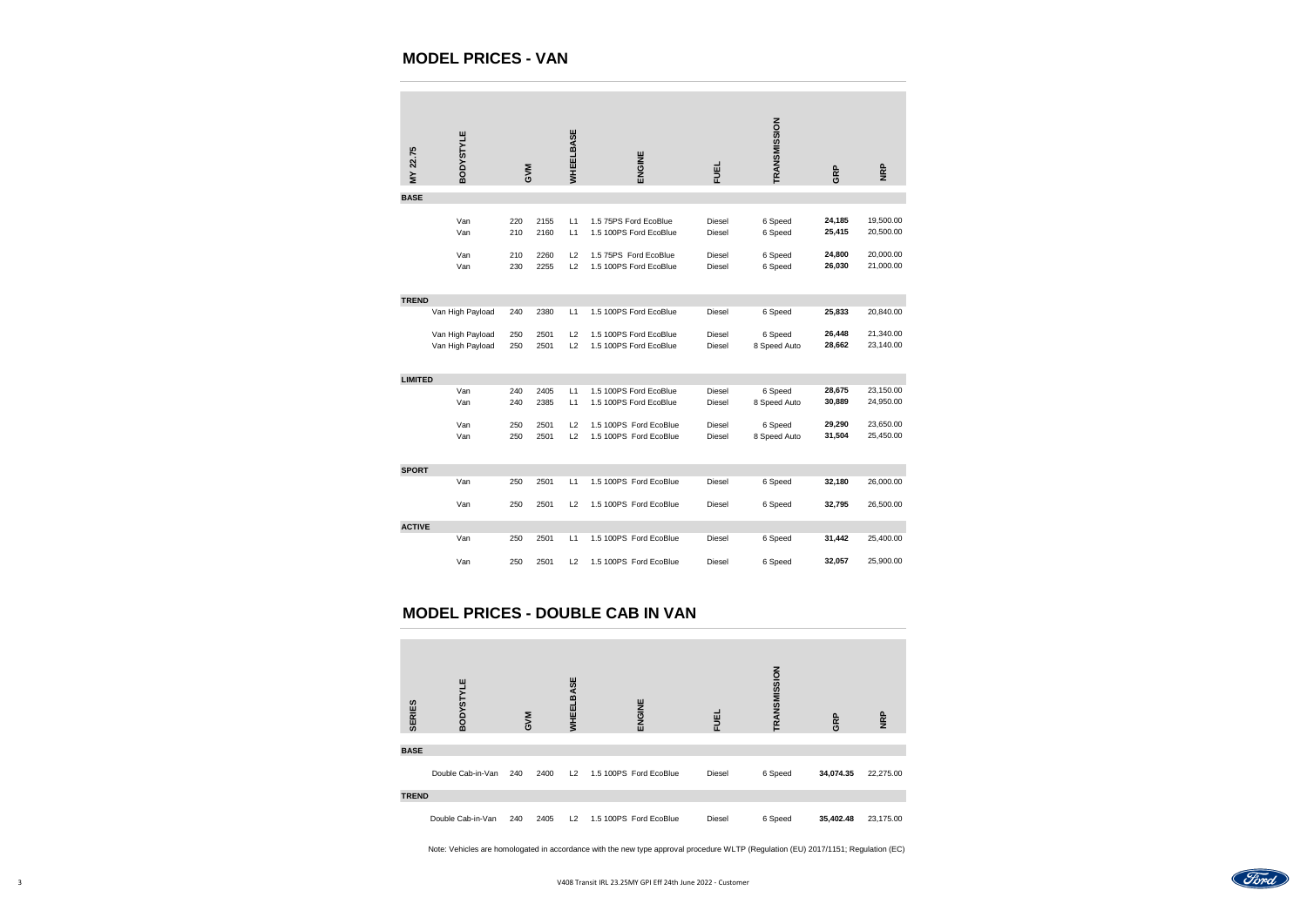## MODEL PRICES - VAN

| MY 22.75 | BODYSTYLE | GVM | | WHEELBASE | ENGINE | FUEL | TRANSMISSION | GRP | NRP |
|---|---|---|---|---|---|---|---|---|---|
| **BASE** | | | | | | | | | |
| | Van | 220 | 2155 | L1 | 1.5 75PS Ford EcoBlue | Diesel | 6 Speed | **24,185** | 19,500.00 |
| | Van | 210 | 2160 | L1 | 1.5 100PS Ford EcoBlue | Diesel | 6 Speed | **25,415** | 20,500.00 |
| | Van | 210 | 2260 | L2 | 1.5 75PS Ford EcoBlue | Diesel | 6 Speed | **24,800** | 20,000.00 |
| | Van | 230 | 2255 | L2 | 1.5 100PS Ford EcoBlue | Diesel | 6 Speed | **26,030** | 21,000.00 |
| **TREND** | | | | | | | | | |
| | Van High Payload | 240 | 2380 | L1 | 1.5 100PS Ford EcoBlue | Diesel | 6 Speed | **25,833** | 20,840.00 |
| | Van High Payload | 250 | 2501 | L2 | 1.5 100PS Ford EcoBlue | Diesel | 6 Speed | **26,448** | 21,340.00 |
| | Van High Payload | 250 | 2501 | L2 | 1.5 100PS Ford EcoBlue | Diesel | 8 Speed Auto | **28,662** | 23,140.00 |
| **LIMITED** | | | | | | | | | |
| | Van | 240 | 2405 | L1 | 1.5 100PS Ford EcoBlue | Diesel | 6 Speed | **28,675** | 23,150.00 |
| | Van | 240 | 2385 | L1 | 1.5 100PS Ford EcoBlue | Diesel | 8 Speed Auto | **30,889** | 24,950.00 |
| | Van | 250 | 2501 | L2 | 1.5 100PS Ford EcoBlue | Diesel | 6 Speed | **29,290** | 23,650.00 |
| | Van | 250 | 2501 | L2 | 1.5 100PS Ford EcoBlue | Diesel | 8 Speed Auto | **31,504** | 25,450.00 |
| **SPORT** | | | | | | | | | |
| | Van | 250 | 2501 | L1 | 1.5 100PS Ford EcoBlue | Diesel | 6 Speed | **32,180** | 26,000.00 |
| | Van | 250 | 2501 | L2 | 1.5 100PS Ford EcoBlue | Diesel | 6 Speed | **32,795** | 26,500.00 |
| **ACTIVE** | | | | | | | | | |
| | Van | 250 | 2501 | L1 | 1.5 100PS Ford EcoBlue | Diesel | 6 Speed | **31,442** | 25,400.00 |
| | Van | 250 | 2501 | L2 | 1.5 100PS Ford EcoBlue | Diesel | 6 Speed | **32,057** | 25,900.00 |

## MODEL PRICES - DOUBLE CAB IN VAN

| SERIES | BODYSTYLE | GVM | | WHEELBASE | ENGINE | FUEL | TRANSMISSION | GRP | NRP |
|---|---|---|---|---|---|---|---|---|---|
| **BASE** | | | | | | | | | |
| | Double Cab-in-Van | 240 | 2400 | L2 | 1.5 100PS Ford EcoBlue | Diesel | 6 Speed | **34,074.35** | 22,275.00 |
| **TREND** | | | | | | | | | |
| | Double Cab-in-Van | 240 | 2405 | L2 | 1.5 100PS Ford EcoBlue | Diesel | 6 Speed | **35,402.48** | 23,175.00 |

Note: Vehicles are homologated in accordance with the new type approval procedure WLTP (Regulation (EU) 2017/1151; Regulation (EC)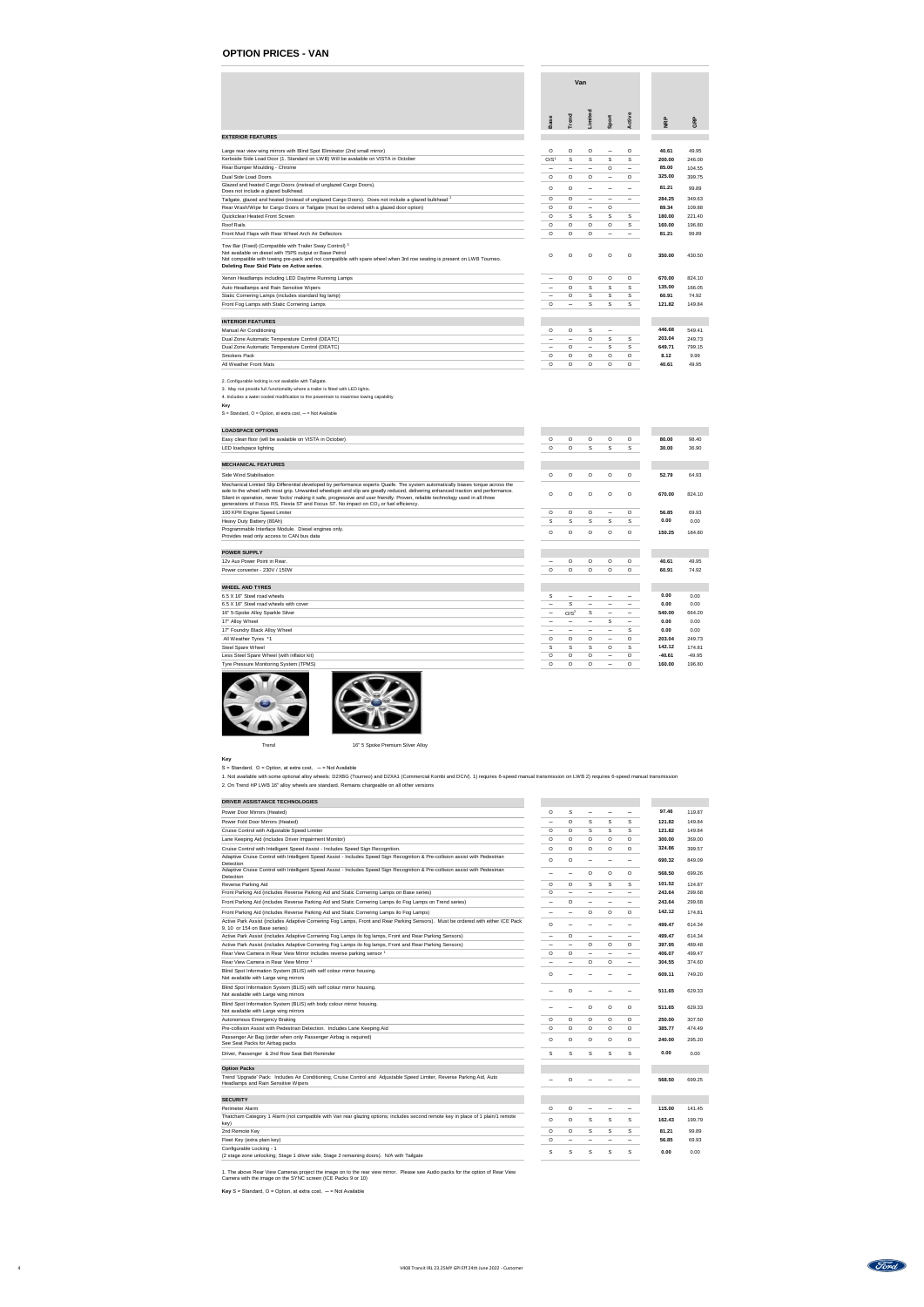## OPTION PRICES - VAN

| | Base | Trend | Limited | Sport | Active | NRP | GRP |
|---|---|---|---|---|---|---|---|
| **EXTERIOR FEATURES** | | | | | | | |
| Large rear view wing mirrors with Blind Spot Eliminator (2nd small mirror) | O | O | O | – | O | 40.61 | 49.95 |
| Kerbside Side Load Door (1. Standard on LWB) Will be available on VISTA in October | O/S[1] | S | S | S | S | 200.00 | 246.00 |
| Rear Bumper Moulding - Chrome | – | – | – | O | – | 85.00 | 104.55 |
| Dual Side Load Doors | O | O | O | – | O | 325.00 | 399.75 |
| Glazed and heated Cargo Doors (instead of unglazed Cargo Doors). Does not include a glazed bulkhead. | O | O | – | – | – | 81.21 | 99.89 |
| Tailgate, glazed and heated (instead of unglazed Cargo Doors). Does not include a glazed bulkhead [2] | O | O | – | – | – | 284.25 | 349.63 |
| Rear Wash/Wipe for Cargo Doors or Tailgate (must be ordered with a glazed door option) | O | O | – | O | | 89.34 | 109.88 |
| Quickclear Heated Front Screen | O | S | S | S | S | 180.00 | 221.40 |
| Roof Rails | O | O | O | O | S | 160.00 | 196.80 |
| Front Mud Flaps with Rear Wheel Arch Air Deflectors | O | O | O | – | – | 81.21 | 99.89 |
| Tow Bar (Fixed) (Compatible with Trailer Sway Control) [3] Not available on diesel with 75PS output or Base Petrol Not compatible with towing pre-pack and not compatible with spare wheel when 3rd row seating is present on LWB Tourneo. **Deleting Rear Skid Plate on Active series.** | O | O | O | O | O | 350.00 | 430.50 |
| Xenon Headlamps including LED Daytime Running Lamps | – | O | O | O | O | 670.00 | 824.10 |
| Auto Headlamps and Rain Sensitive Wipers | – | O | S | S | S | 135.00 | 166.05 |
| Static Cornering Lamps (includes standard fog lamp) | – | O | S | S | S | 60.91 | 74.92 |
| Front Fog Lamps with Static Cornering Lamps | O | – | S | S | S | 121.82 | 149.84 |
| **INTERIOR FEATURES** | | | | | | | |
| Manual Air Conditioning | O | O | S | – | | 446.68 | 549.41 |
| Dual Zone Automatic Temperature Control (DEATC) | – | – | O | S | S | 203.04 | 249.73 |
| Dual Zone Automatic Temperature Control (DEATC) | – | O | – | S | S | 649.71 | 799.15 |
| Smokers Pack | O | O | O | O | O | 8.12 | 9.99 |
| All Weather Front Mats | O | O | O | O | O | 40.61 | 49.95 |

2. Configurable locking is not available with Tailgate.

3. May not provide full functionality where a trailer is fitted with LED lights.

4. Includes a water cooled modification to the powertrain to maximise towing capability

**Key**

S = Standard, O = Option, at extra cost, – = Not Available

| | Base | Trend | Limited | Sport | Active | NRP | GRP |
|---|---|---|---|---|---|---|---|
| **LOADSPACE OPTIONS** | | | | | | | |
| Easy clean floor (will be available on VISTA in October) | O | O | O | O | O | 80.00 | 98.40 |
| LED loadspace lighting | O | O | S | S | S | 30.00 | 36.90 |
| **MECHANICAL FEATURES** | | | | | | | |
| Side Wind Stabilisation | O | O | O | O | O | 52.79 | 64.93 |
| Mechanical Limited Slip Differential developed by performance experts Quaife. The system automatically biases torque across the axle to the wheel with most grip. Unwanted wheelspin and slip are greatly reduced, delivering enhanced traction and performance. Silent in operation, never 'locks' making it safe, progressive and user friendly. Proven, reliable technology used in all three generations of Focus RS, Fiesta ST and Focus ST. No impact on $CO_2$ or fuel efficiency. | O | O | O | O | O | 670.00 | 824.10 |
| 100 KPH Engine Speed Limiter | O | O | O | – | O | 56.85 | 69.93 |
| Heavy Duty Battery (80Ah) | S | S | S | S | S | 0.00 | 0.00 |
| Programmable Interface Module. Diesel engines only. Provides read only access to CAN bus data | O | O | O | O | O | 150.25 | 184.80 |
| **POWER SUPPLY** | | | | | | | |
| 12v Aux Power Point in Rear | – | O | O | O | O | 40.61 | 49.95 |
| Power converter - 230V / 150W | O | O | O | O | O | 60.91 | 74.92 |
| **WHEEL AND TYRES** | | | | | | | |
| 6.5 X 16" Steel road wheels | S | – | – | – | – | 0.00 | 0.00 |
| 6.5 X 16" Steel road wheels with cover | – | S | – | – | – | 0.00 | 0.00 |
| 16" 5-Spoke Alloy Sparkle Silver | – | O/S[2] | S | – | – | 540.00 | 664.20 |
| 17" Alloy Wheel | – | – | – | S | – | 0.00 | 0.00 |
| 17" Foundry Black Alloy Wheel | – | – | – | – | S | 0.00 | 0.00 |
| All Weather Tyres *1 | O | O | O | – | O | 203.04 | 249.73 |
| Steel Spare Wheel | S | S | S | O | S | 142.12 | 174.81 |
| Less Steel Spare Wheel (with inflator kit) | O | O | O | – | O | -40.61 | -49.95 |
| Tyre Pressure Monitoring System (TPMS) | O | O | O | – | O | 160.00 | 196.80 |

Trend

16" 5 Spoke Premium Silver Alloy

**Key**

S = Standard, O = Option, at extra cost, – = Not Available

1. Not available with some optional alloy wheels: D2XBG (Tourneo) and D2XA1 (Commercial Kombi and DCiV). 1) requires 6-speed manual transmission on LWB 2) requires 6-speed manual transmission

2. On Trend HP LWB 16" alloy wheels are standard. Remains chargeable on all other versions

| | Base | Trend | Limited | Sport | Active | NRP | GRP |
|---|---|---|---|---|---|---|---|
| **DRIVER ASSISTANCE TECHNOLOGIES** | | | | | | | |
| Power Door Mirrors (Heated) | O | S | – | – | – | 97.46 | 119.87 |
| Power Fold Door Mirrors (Heated) | – | O | S | S | S | 121.82 | 149.84 |
| Cruise Control with Adjustable Speed Limiter | O | O | S | S | S | 121.82 | 149.84 |
| Lane Keeping Aid (includes Driver Impairment Monitor) | O | O | O | O | O | 300.00 | 369.00 |
| Cruise Control with Intelligent Speed Assist - Includes Speed Sign Recognition. | O | O | O | O | O | 324.86 | 399.57 |
| Adaptive Cruise Control with Intelligent Speed Assist - Includes Speed Sign Recognition & Pre-collision assist with Pedestrian Detection | O | O | – | – | – | 690.32 | 849.09 |
| Adaptive Cruise Control with Intelligent Speed Assist - Includes Speed Sign Recognition & Pre-collision assist with Pedestrian Detection | – | – | O | O | O | 568.50 | 699.26 |
| Reverse Parking Aid | O | O | S | S | S | 101.52 | 124.87 |
| Front Parking Aid (includes Reverse Parking Aid and Static Cornering Lamps on Base series) | O | – | – | – | – | 243.64 | 299.68 |
| Front Parking Aid (includes Reverse Parking Aid and Static Cornering Lamps ilo Fog Lamps on Trend series) | – | O | – | – | – | 243.64 | 299.68 |
| Front Parking Aid (includes Reverse Parking Aid and Static Cornering Lamps ilo Fog Lamps) | – | – | O | O | O | 142.12 | 174.81 |
| Active Park Assist (includes Adaptive Cornering Fog Lamps, Front and Rear Parking Sensors). Must be ordered with either ICE Pack 9, 10 or 154 on Base series) | O | – | – | – | – | 499.47 | 614.34 |
| Active Park Assist (includes Adaptive Cornering Fog Lamps ilo fog lamps, Front and Rear Parking Sensors) | – | O | – | – | – | 499.47 | 614.34 |
| Active Park Assist (includes Adaptive Cornering Fog Lamps ilo fog lamps, Front and Rear Parking Sensors) | – | – | O | O | O | 397.95 | 489.48 |
| Rear View Camera in Rear View Mirror includes reverse parking sensor [1] | O | O | – | – | – | 406.07 | 499.47 |
| Rear View Camera in Rear View Mirror [1] | – | – | O | O | – | 304.55 | 374.60 |
| Blind Spot Information System (BLIS) with self colour mirror housing. Not available with Large wing mirrors | O | – | – | – | – | 609.11 | 749.20 |
| Blind Spot Information System (BLIS) with self colour mirror housing. Not available with Large wing mirrors | – | O | – | – | – | 511.65 | 629.33 |
| Blind Spot Information System (BLIS) with body colour mirror housing. Not available with Large wing mirrors | – | – | O | O | O | 511.65 | 629.33 |
| Autonomous Emergency Braking | O | O | O | O | O | 250.00 | 307.50 |
| Pre-collision Assist with Pedestrian Detection. Includes Lane Keeping Aid | O | O | O | O | O | 385.77 | 474.49 |
| Passenger Air Bag (order when only Passenger Airbag is required) See Seat Packs for Airbag packs | O | O | O | O | O | 240.00 | 295.20 |
| Driver, Passenger & 2nd Row Seat Belt Reminder | S | S | S | S | S | 0.00 | 0.00 |
| **Option Packs** | | | | | | | |
| Trend 'Upgrade' Pack: Includes Air Conditioning, Cruise Control and Adjustable Speed Limiter, Reverse Parking Aid, Auto Headlamps and Rain Sensitive Wipers | – | O | – | – | – | 568.50 | 699.25 |
| **SECURITY** | | | | | | | |
| Perimeter Alarm | O | O | – | – | – | 115.00 | 141.45 |
| Thatcham Category 1 Alarm (not compatible with Van rear glazing options; includes second remote key in place of 1 plain/1 remote key) | O | O | S | S | S | 162.43 | 199.79 |
| 2nd Remote Key | O | O | S | S | S | 81.21 | 99.89 |
| Fleet Key (extra plain key) | O | – | – | – | – | 56.85 | 69.93 |
| Configurable Locking - 1 (2 stage zone unlocking; Stage 1 driver side, Stage 2 remaining doors). N/A with Tailgate | S | S | S | S | S | 0.00 | 0.00 |

1. The above Rear View Cameras project the image on to the rear view mirror. Please see Audio packs for the option of Rear View Camera with the image on the SYNC screen (ICE Packs 9 or 10)

**Key** S = Standard, O = Option, at extra cost, – = Not Available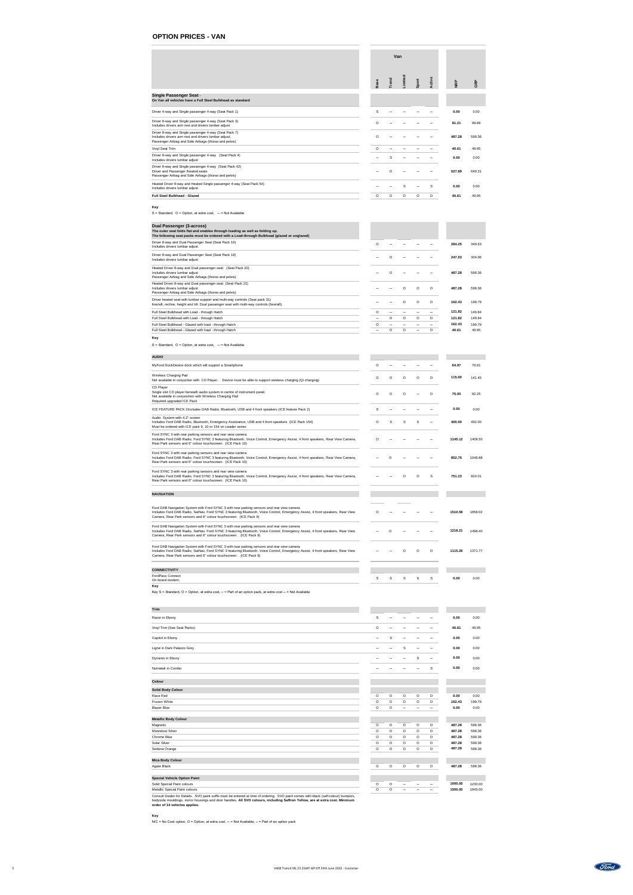## OPTION PRICES - VAN

| | Van | | | | | | |
|---|---|---|---|---|---|---|---|
| | Base | Trend | Limited | Sport | Active | NRP | GRP |
| **Single Passenger Seat -** **On Van all vehicles have a Full Steel Bulkhead as standard** | | | | | | | |
| Driver 4-way and Single passenger 4-way (Seat Pack 1) | S | – | – | – | – | 0.00 | 0.00 |
| Driver 8-way and Single passenger 4-way (Seat Pack 3) Includes drivers arm rest and drivers lumbar adjust | O | – | – | – | – | 81.21 | 99.89 |
| Driver 8-way and Single passenger 4-way (Seat Pack 7) Includes drivers arm rest and drivers lumbar adjust, Passenger Airbag and Side Airbags (thorax and pelvis) | O | – | – | – | – | 487.28 | 599.36 |
| Vinyl Seat Trim | O | – | – | – | – | 40.61 | 49.95 |
| Driver 8-way and Single passenger 4-way (Seat Pack 4) Includes drivers lumbar adjust | – | S | – | – | – | 0.00 | 0.00 |
| Driver 8-way and Single passenger 4-way (Seat Pack 42) Driver and Passenger /heated seats Passenger Airbag and Side Airbags (thorax and pelvis) | – | O | – | – | – | 527.89 | 649.31 |
| Heated Driver 8-way and Heated Single passenger 4-way (Seat Pack 54) Includes drivers lumbar adjust | – | – | S | – | S | 0.00 | 0.00 |
| **Full Steel Bulkhead - Glazed** | O | O | O | O | O | 40.61 | 49.95 |

**Key**

S = Standard, O = Option, at extra cost, – = Not Available

| | Base | Trend | Limited | Sport | Active | NRP | GRP |
|---|---|---|---|---|---|---|---|
| **Dual Passenger (3-across)** **The outer seat folds flat and enables through loading as well as folding up.** **The following seat packs must be ordered with a Load-through Bulkhead (glazed or unglazed)** | | | | | | | |
| Driver 8-way and Dual Passenger Seat (Seat Pack 16) Includes drivers lumbar adjust | O | – | – | – | – | 284.25 | 349.63 |
| Driver 8-way and Dual Passenger Seat (Seat Pack 18) Includes drivers lumbar adjust | – | O | – | – | – | 247.93 | 304.96 |
| Heated Driver 8-way and Dual passenger seat (Seat Pack 20) Includes drivers lumbar adjust Passenger Airbag and Side Airbags (thorax and pelvis) | – | O | – | – | – | 487.28 | 599.36 |
| Heated Driver 8-way and Dual passenger seat (Seat Pack 21) Includes drivers lumbar adjust Passenger Airbag and Side Airbags (thorax and pelvis) | – | – | O | O | O | 487.28 | 599.36 |
| Driver heated seat with lumbar support and multi-way controls (Seat pack 31) fore/aft, recline, height and tilt. Dual passenger seat with multi-way controls (fore/aft). | – | – | O | O | O | 162.43 | 199.79 |
| Full Steel Bulkhead with Load - through Hatch | O | – | – | – | – | 121.82 | 149.84 |
| Full Steel Bulkhead with Load - through Hatch | – | O | O | O | O | 121.82 | 149.84 |
| Full Steel Bulkhead - Glazed with load - through Hatch | O | – | – | – | – | 162.43 | 199.79 |
| Full Steel Bulkhead - Glazed with load - through Hatch | – | O | O | – | O | 40.61 | 49.95 |

**Key**

S = Standard, O = Option, at extra cost, – = Not Available

| | Base | Trend | Limited | Sport | Active | NRP | GRP |
|---|---|---|---|---|---|---|---|
| **AUDIO** | | | | | | | |
| MyFord DockDevice dock which will support a Smartphone | O | – | – | – | – | 64.97 | 79.91 |
| Wireless Charging Pad Not available in conjuction with CD Player. Device must be able to support wireless charging (Qi charging) | O | O | O | O | O | 115.00 | 141.45 |
| CD Player Single slot CD player beneath audio system in centre of instrument panel. Not available in conjunction with Wireless Charging Pad Required upgraded ICE Pack | O | O | O | – | O | 75.00 | 92.25 |
| ICE FEATURE PACK 2Includes DAB Radio, Bluetooth, USB and 4 front speakers (ICE feature Pack 2) | S | – | – | – | – | 0.00 | 0.00 |
| Audio System with 4.2" screen Includes Ford DAB Radio, Bluetooth, Emergency Assistance, USB and 4 front speakers (ICE Pack 154) Must be ordered with ICE pack 9, 10 or 154 on Leader series | O | S | S | S | – | 400.00 | 492.00 |
| Ford SYNC 3 with rear parking sensors and rear view camera Includes Ford DAB Radio, Ford SYNC 3 featuring Bluetooth, Voice Control, Emergency Assist, 4 front speakers, Rear View Camera, Rear Park sensors and 6" colour touchscreen. (ICE Pack 10) | O | – | – | – | – | 1145.12 | 1408.50 |
| Ford SYNC 3 with rear parking sensors and rear view camera Includes Ford DAB Radio, Ford SYNC 3 featuring Bluetooth, Voice Control, Emergency Assist, 4 front speakers, Rear View Camera, Rear Park sensors and 6" colour touchscreen. (ICE Pack 10) | – | O | – | – | – | 852.75 | 1048.88 |
| Ford SYNC 3 with rear parking sensors and rear view camera Includes Ford DAB Radio, Ford SYNC 3 featuring Bluetooth, Voice Control, Emergency Assist, 4 front speakers, Rear View Camera, Rear Park sensors and 6" colour touchscreen. (ICE Pack 10) | – | – | O | O | S | 751.23 | 924.01 |
| **NAVIGATION** | | | | | | | |
| Ford DAB Navigation System with Ford SYNC 3 with rear parking sensors and rear view camera Includes Ford DAB Radio, SatNav, Ford SYNC 3 featuring Bluetooth, Voice Control, Emergency Assist, 4 front speakers, Rear View Camera, Rear Park sensors and 6" colour touchscreen. (ICE Pack 9) | O | – | – | – | – | 1510.58 | 1858.02 |
| Ford DAB Navigation System with Ford SYNC 3 with rear parking sensors and rear view camera Includes Ford DAB Radio, SatNav, Ford SYNC 3 featuring Bluetooth, Voice Control, Emergency Assist, 4 front speakers, Rear View Camera, Rear Park sensors and 6" colour touchscreen . (ICE Pack 9) | – | O | – | – | – | 1218.21 | 1498.40 |
| Ford DAB Navigation System with Ford SYNC 3 with rear parking sensors and rear view camera Includes Ford DAB Radio, SatNav, Ford SYNC 3 featuring Bluetooth, Voice Control, Emergency Assist, 4 front speakers, Rear View Camera, Rear Park sensors and 6" colour touchscreen . (ICE Pack 9) | – | – | O | O | O | 1115.26 | 1371.77 |
| **CONNECTIVITY** | | | | | | | |
| FordPass Connect On board modem. | S | S | S | S | S | 0.00 | 0.00 |

**Key**

Key S = Standard, O = Option, at extra cost, ○ = Part of an option pack, at extra cost – = Not Available

| | Base | Trend | Limited | Sport | Active | NRP | GRP |
|---|---|---|---|---|---|---|---|
| **Trim** | | | | | | | |
| Racer in Ebony | S | – | – | – | – | 0.00 | 0.00 |
| Vinyl Trim (See Seat Packs) | O | – | – | – | – | 40.61 | 49.95 |
| Capitol in Ebony | – | S | – | – | – | 0.00 | 0.00 |
| Ligne in Dark Palazzo Grey | – | – | S | – | – | 0.00 | 0.00 |
| Dynamo in Ebony | – | – | – | S | – | 0.00 | 0.00 |
| Numatak in Combo | – | – | – | – | S | 0.00 | 0.00 |
| **Colour** | | | | | | | |
| **Solid Body Colour** | | | | | | | |
| Race Red | O | O | O | O | O | 0.00 | 0.00 |
| Frozen White | O | O | O | O | O | 162.43 | 199.79 |
| Blazer Blue | O | O | – | – | – | 0.00 | 0.00 |
| **Metallic Body Colour** | | | | | | | |
| Magnetic | O | O | O | O | O | 487.28 | 599.36 |
| Moondust Silver | O | O | O | O | O | 487.28 | 599.36 |
| Chrome Blue | O | O | O | O | O | 487.28 | 599.36 |
| Solar Silver | O | O | O | O | O | 487.28 | 599.36 |
| Sedona Orange | O | O | O | O | O | 487.28 | 599.36 |
| **Mica Body Colour** | | | | | | | |
| Agate Black | O | O | O | O | O | 487.28 | 599.36 |
| **Special Vehicle Option Paint** | | | | | | | |
| Solid Special Paint colours | O | O | – | – | – | 1000.00 | 1230.00 |
| Metallic Special Paint colours | O | O | – | – | – | 1500.00 | 1845.00 |

Consult Dealer for Details. SVO paint suffix must be entered at time of ordering. SVO paint comes with black (self-colour) bumpers, bodyside mouldings, mirror housings and door handles. **All SVO colours, including Saffron Yellow, are at extra cost. Minimum order of 14 vehicles applies.**

**Key**

N/C = No Cost option, O = Option, at extra cost, – = Not Available, ○ = Part of an option pack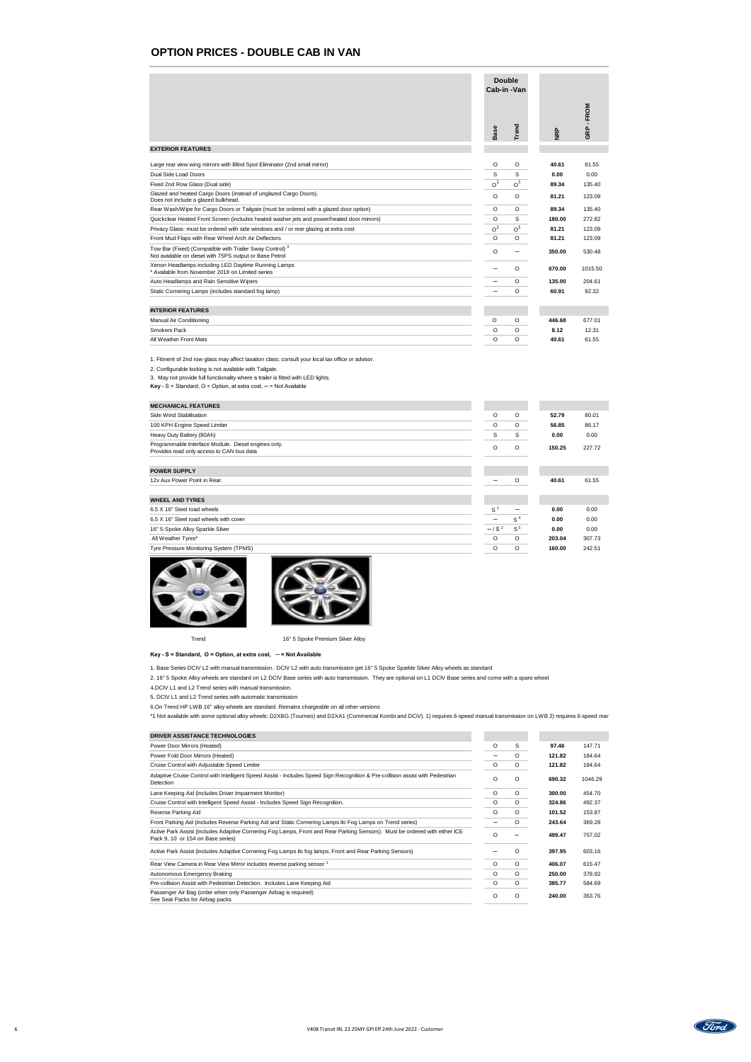## OPTION PRICES - DOUBLE CAB IN VAN

| | Double Cab-in -Van | | | |
|---|---|---|---|---|
| | Base | Trend | NRP | GRP - FROM |
| **EXTERIOR FEATURES** | | | | |
| Large rear view wing mirrors with Blind Spot Eliminator (2nd small mirror) | O | O | **40.61** | 61.55 |
| Dual Side Load Doors | S | S | **0.00** | 0.00 |
| Fixed 2nd Row Glass (Dual side) | O[1] | O[1] | **89.34** | 135.40 |
| Glazed and heated Cargo Doors (instead of unglazed Cargo Doors). Does not include a glazed bulkhead. | O | O | **81.21** | 123.09 |
| Rear Wash/Wipe for Cargo Doors or Tailgate (must be ordered with a glazed door option) | O | O | **89.34** | 135.40 |
| Quickclear Heated Front Screen (includes heated washer jets and power/heated door mirrors) | O | S | **180.00** | 272.82 |
| Privacy Glass: must be ordered with side windows and / or rear glazing at extra cost | O[1] | O[1] | **81.21** | 123.09 |
| Front Mud Flaps with Rear Wheel Arch Air Deflectors | O | O | **81.21** | 123.09 |
| Tow Bar (Fixed) (Compatible with Trailer Sway Control) [3] Not available on diesel with 75PS output or Base Petrol | O | – | **350.00** | 530.48 |
| Xenon Headlamps including LED Daytime Running Lamps * Available from November 2018 on Limited series | – | O | **670.00** | 1015.50 |
| Auto Headlamps and Rain Sensitive Wipers | – | O | **135.00** | 204.61 |
| Static Cornering Lamps (includes standard fog lamp) | – | O | **60.91** | 92.32 |
| **INTERIOR FEATURES** | | | | |
| Manual Air Conditioning | O | O | **446.68** | 677.01 |
| Smokers Pack | O | O | **8.12** | 12.31 |
| All Weather Front Mats | O | O | **40.61** | 61.55 |

1. Fitment of 2nd row glass may affect taxation class; consult your local tax office or advisor.

2. Configurable locking is not available with Tailgate.

3. May not provide full functionality where a trailer is fitted with LED lights.

**Key -** S = Standard, O = Option, at extra cost, – = Not Available

| | Base | Trend | NRP | GRP - FROM |
|---|---|---|---|---|
| **MECHANICAL FEATURES** | | | | |
| Side Wind Stabilisation | O | O | **52.79** | 80.01 |
| 100 KPH Engine Speed Limiter | O | O | **56.85** | 86.17 |
| Heavy Duty Battery (80Ah) | S | S | **0.00** | 0.00 |
| Programmable Interface Module. Diesel engines only. Provides read only access to CAN bus data | O | O | **150.25** | 227.72 |
| **POWER SUPPLY** | | | | |
| 12v Aux Power Point in Rear. | – | O | **40.61** | 61.55 |
| **WHEEL AND TYRES** | | | | |
| 6.5 X 16" Steel road wheels | S[1] | – | **0.00** | 0.00 |
| 6.5 X 16" Steel road wheels with cover | – | S[4] | **0.00** | 0.00 |
| 16" 5-Spoke Alloy Sparkle Silver | – / S[2] | S[5] | **0.00** | 0.00 |
| All Weather Tyres* | O | O | **203.04** | 307.73 |
| Tyre Pressure Monitoring System (TPMS) | O | O | **160.00** | 242.51 |

Trend

16" 5 Spoke Premium Silver Alloy

**Key - S = Standard, O = Option, at extra cost, – = Not Available**

1. Base Series DCIV L2 with manual transmission. DCIV L2 with auto transmission get 16" 5 Spoke Sparkle Silver Alloy wheels as standard

2. 16" 5 Spoke Alloy wheels are standard on L2 DCIV Base series with auto transmission. They are optional on L1 DCIV Base series and come with a spare wheel

4.DCIV L1 and L2 Trend series with manual transmission.

5. DCIV L1 and L2 Trend series with automatic transmission

6.On Trend HP LWB 16" alloy wheels are standard. Remains chargeable on all other versions

*1 Not available with some optional alloy wheels: D2XBG (Tourneo) and D2XA1 (Commercial Kombi and DCiV). 1) requires 6-speed manual transmission on LWB 2) requires 6-speed mar

| | Base | Trend | NRP | GRP - FROM |
|---|---|---|---|---|
| **DRIVER ASSISTANCE TECHNOLOGIES** | | | | |
| Power Door Mirrors (Heated) | O | S | **97.46** | 147.71 |
| Power Fold Door Mirrors (Heated) | – | O | **121.82** | 184.64 |
| Cruise Control with Adjustable Speed Limiter | O | O | **121.82** | 184.64 |
| Adaptive Cruise Control with Intelligent Speed Assist - Includes Speed Sign Recognition & Pre-collision assist with Pedestrian Detection | O | O | **690.32** | 1046.29 |
| Lane Keeping Aid (includes Driver Impairment Monitor) | O | O | **300.00** | 454.70 |
| Cruise Control with Intelligent Speed Assist - Includes Speed Sign Recognition. | O | O | **324.86** | 492.37 |
| Reverse Parking Aid | O | O | **101.52** | 153.87 |
| Front Parking Aid (includes Reverse Parking Aid and Static Cornering Lamps ilo Fog Lamps on Trend series) | – | O | **243.64** | 369.28 |
| Active Park Assist (includes Adaptive Cornering Fog Lamps, Front and Rear Parking Sensors). Must be ordered with either ICE Pack 9, 10 or 154 on Base series) | O | – | **499.47** | 757.02 |
| Active Park Assist (includes Adaptive Cornering Fog Lamps ilo fog lamps, Front and Rear Parking Sensors) | – | O | **397.95** | 603.16 |
| Rear View Camera in Rear View Mirror includes reverse parking sensor [1] | O | O | **406.07** | 615.47 |
| Autonomous Emergency Braking | O | O | **250.00** | 378.92 |
| Pre-collision Assist with Pedestrian Detection. Includes Lane Keeping Aid | O | O | **385.77** | 584.69 |
| Passenger Air Bag (order when only Passenger Airbag is required) See Seat Packs for Airbag packs | O | O | **240.00** | 363.76 |

V408 Transit IRL 23.25MY GPI Eff 24th June 2022 - Customer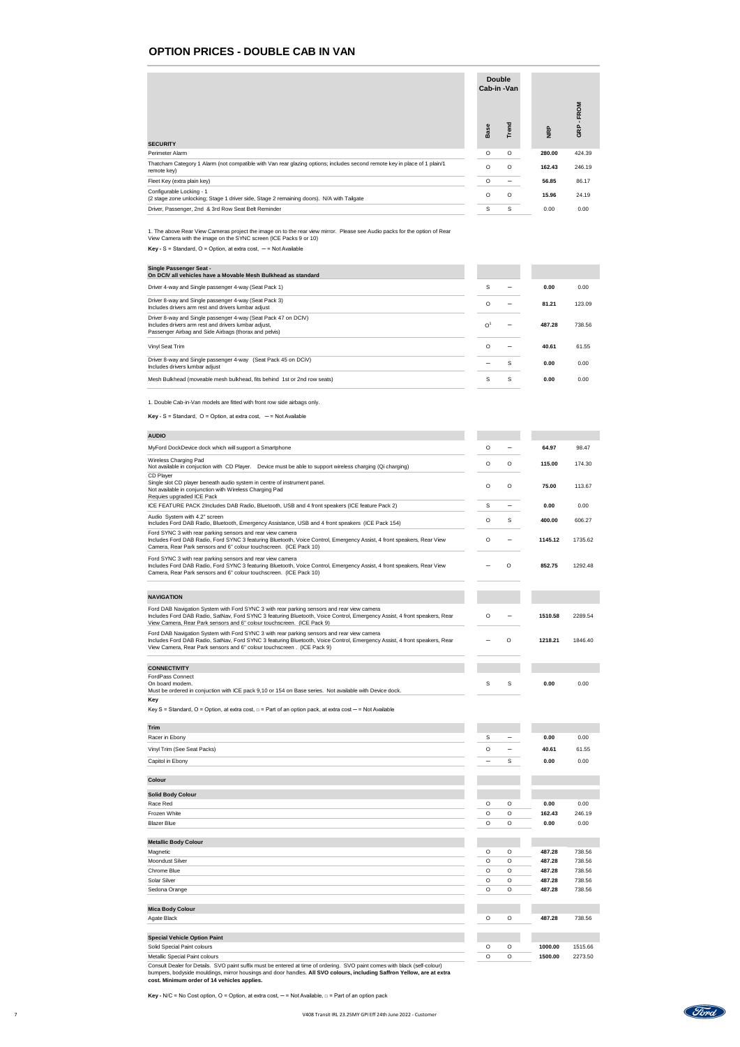# OPTION PRICES - DOUBLE CAB IN VAN

| SECURITY | Double Cab-in -Van Base | Trend | NRP | GRP - FROM |
|---|---|---|---|---|
| Perimeter Alarm | O | O | **280.00** | 424.39 |
| Thatcham Category 1 Alarm (not compatible with Van rear glazing options; includes second remote key in place of 1 plain/1 remote key) | O | O | **162.43** | 246.19 |
| Fleet Key (extra plain key) | O | – | **56.85** | 86.17 |
| Configurable Locking - 1<br>(2 stage zone unlocking; Stage 1 driver side, Stage 2 remaining doors). N/A with Tailgate | O | O | **15.96** | 24.19 |
| Driver, Passenger, 2nd & 3rd Row Seat Belt Reminder | S | S | 0.00 | 0.00 |

1. The above Rear View Cameras project the image on to the rear view mirror. Please see Audio packs for the option of Rear View Camera with the image on the SYNC screen (ICE Packs 9 or 10)

**Key -** S = Standard, O = Option, at extra cost, – = Not Available

| Single Passenger Seat - On DCIV all vehicles have a Movable Mesh Bulkhead as standard | Base | Trend | NRP | GRP - FROM |
|---|---|---|---|---|
| Driver 4-way and Single passenger 4-way (Seat Pack 1) | S | – | **0.00** | 0.00 |
| Driver 8-way and Single passenger 4-way (Seat Pack 3)<br>Includes drivers arm rest and drivers lumbar adjust | O | – | **81.21** | 123.09 |
| Driver 8-way and Single passenger 4-way (Seat Pack 47 on DCIV)<br>Includes drivers arm rest and drivers lumbar adjust,<br>Passenger Airbag and Side Airbags (thorax and pelvis) | O[1] | – | **487.28** | 738.56 |
| Vinyl Seat Trim | O | – | **40.61** | 61.55 |
| Driver 8-way and Single passenger 4-way (Seat Pack 45 on DCiV)<br>Includes drivers lumbar adjust | – | S | **0.00** | 0.00 |
| Mesh Bulkhead (moveable mesh bulkhead, fits behind 1st or 2nd row seats) | S | S | **0.00** | 0.00 |

1. Double Cab-in-Van models are fitted with front row side airbags only.

**Key -** S = Standard, O = Option, at extra cost, – = Not Available

| AUDIO | Base | Trend | NRP | GRP - FROM |
|---|---|---|---|---|
| MyFord DockDevice dock which will support a Smartphone | O | – | **64.97** | 98.47 |
| Wireless Charging Pad<br>Not available in conjuction with CD Player. Device must be able to support wireless charging (Qi charging) | O | O | **115.00** | 174.30 |
| CD Player<br>Single slot CD player beneath audio system in centre of instrument panel.<br>Not available in conjunction with Wireless Charging Pad<br>Requies upgraded ICE Pack | O | O | **75.00** | 113.67 |
| ICE FEATURE PACK 2Includes DAB Radio, Bluetooth, USB and 4 front speakers (ICE feature Pack 2) | S | – | **0.00** | 0.00 |
| Audio System with 4.2" screen<br>Includes Ford DAB Radio, Bluetooth, Emergency Assistance, USB and 4 front speakers (ICE Pack 154) | O | S | **400.00** | 606.27 |
| Ford SYNC 3 with rear parking sensors and rear view camera<br>Includes Ford DAB Radio, Ford SYNC 3 featuring Bluetooth, Voice Control, Emergency Assist, 4 front speakers, Rear View Camera, Rear Park sensors and 6" colour touchscreen. (ICE Pack 10) | O | – | **1145.12** | 1735.62 |
| Ford SYNC 3 with rear parking sensors and rear view camera<br>Includes Ford DAB Radio, Ford SYNC 3 featuring Bluetooth, Voice Control, Emergency Assist, 4 front speakers, Rear View Camera, Rear Park sensors and 6" colour touchscreen. (ICE Pack 10) | – | O | **852.75** | 1292.48 |
| **NAVIGATION** | | | | |
| Ford DAB Navigation System with Ford SYNC 3 with rear parking sensors and rear view camera<br>Includes Ford DAB Radio, SatNav, Ford SYNC 3 featuring Bluetooth, Voice Control, Emergency Assist, 4 front speakers, Rear View Camera, Rear Park sensors and 6" colour touchscreen. (ICE Pack 9) | O | – | **1510.58** | 2289.54 |
| Ford DAB Navigation System with Ford SYNC 3 with rear parking sensors and rear view camera<br>Includes Ford DAB Radio, SatNav, Ford SYNC 3 featuring Bluetooth, Voice Control, Emergency Assist, 4 front speakers, Rear View Camera, Rear Park sensors and 6" colour touchscreen . (ICE Pack 9) | – | O | **1218.21** | 1846.40 |
| **CONNECTIVITY** | | | | |
| FordPass Connect<br>On board modem.<br>Must be ordered in conjuction with ICE pack 9,10 or 154 on Base series. Not available with Device dock. | S | S | **0.00** | 0.00 |

**Key**

Key S = Standard, O = Option, at extra cost, □ = Part of an option pack, at extra cost – = Not Available

| Trim | Base | Trend | NRP | GRP - FROM |
|---|---|---|---|---|
| Racer in Ebony | S | – | **0.00** | 0.00 |
| Vinyl Trim (See Seat Packs) | O | – | **40.61** | 61.55 |
| Capitol in Ebony | – | S | **0.00** | 0.00 |
| **Colour** | | | | |
| **Solid Body Colour** | | | | |
| Race Red | O | O | **0.00** | 0.00 |
| Frozen White | O | O | **162.43** | 246.19 |
| Blazer Blue | O | O | **0.00** | 0.00 |
| **Metallic Body Colour** | | | | |
| Magnetic | O | O | **487.28** | 738.56 |
| Moondust Silver | O | O | **487.28** | 738.56 |
| Chrome Blue | O | O | **487.28** | 738.56 |
| Solar Silver | O | O | **487.28** | 738.56 |
| Sedona Orange | O | O | **487.28** | 738.56 |
| **Mica Body Colour** | | | | |
| Agate Black | O | O | **487.28** | 738.56 |
| **Special Vehicle Option Paint** | | | | |
| Solid Special Paint colours | O | O | **1000.00** | 1515.66 |
| Metallic Special Paint colours | O | O | **1500.00** | 2273.50 |

Consult Dealer for Details. SVO paint suffix must be entered at time of ordering. SVO paint comes with black (self-colour) bumpers, bodyside mouldings, mirror housings and door handles. **All SVO colours, including Saffron Yellow, are at extra cost. Minimum order of 14 vehicles applies.**

**Key -** N/C = No Cost option, O = Option, at extra cost, – = Not Available, □ = Part of an option pack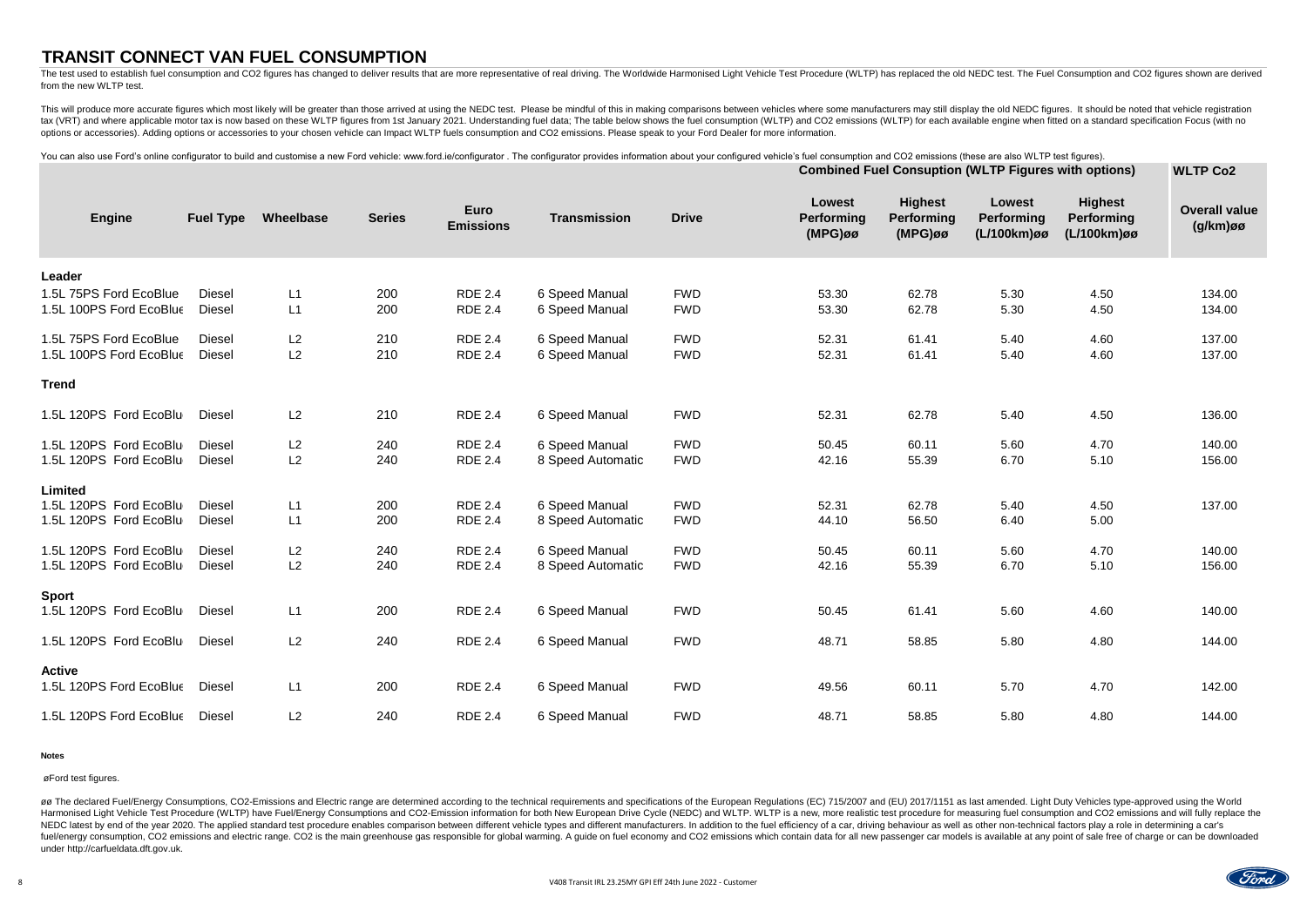# TRANSIT CONNECT VAN FUEL CONSUMPTION

The test used to establish fuel consumption and CO2 figures has changed to deliver results that are more representative of real driving. The Worldwide Harmonised Light Vehicle Test Procedure (WLTP) has replaced the old NEDC test. The Fuel Consumption and CO2 figures shown are derived from the new WLTP test.

This will produce more accurate figures which most likely will be greater than those arrived at using the NEDC test. Please be mindful of this in making comparisons between vehicles where some manufacturers may still display the old NEDC figures. It should be noted that vehicle registration tax (VRT) and where applicable motor tax is now based on these WLTP figures from 1st January 2021. Understanding fuel data; The table below shows the fuel consumption (WLTP) and CO2 emissions (WLTP) for each available engine when fitted on a standard specification Focus (with no options or accessories). Adding options or accessories to your chosen vehicle can Impact WLTP fuels consumption and CO2 emissions. Please speak to your Ford Dealer for more information.

You can also use Ford's online configurator to build and customise a new Ford vehicle: www.ford.ie/configurator . The configurator provides information about your configured vehicle's fuel consumption and CO2 emissions (these are also WLTP test figures).

| | | | | | | | Combined Fuel Consuption (WLTP Figures with options) | | | | WLTP Co2 |
|---|---|---|---|---|---|---|---|---|---|---|---|
| Engine | Fuel Type | Wheelbase | Series | Euro Emissions | Transmission | Drive | Lowest Performing (MPG)øø | Highest Performing (MPG)øø | Lowest Performing (L/100km)øø | Highest Performing (L/100km)øø | Overall value (g/km)øø |
| **Leader** | | | | | | | | | | | |
| 1.5L 75PS Ford EcoBlue | Diesel | L1 | 200 | RDE 2.4 | 6 Speed Manual | FWD | 53.30 | 62.78 | 5.30 | 4.50 | 134.00 |
| 1.5L 100PS Ford EcoBlue | Diesel | L1 | 200 | RDE 2.4 | 6 Speed Manual | FWD | 53.30 | 62.78 | 5.30 | 4.50 | 134.00 |
| 1.5L 75PS Ford EcoBlue | Diesel | L2 | 210 | RDE 2.4 | 6 Speed Manual | FWD | 52.31 | 61.41 | 5.40 | 4.60 | 137.00 |
| 1.5L 100PS Ford EcoBlue | Diesel | L2 | 210 | RDE 2.4 | 6 Speed Manual | FWD | 52.31 | 61.41 | 5.40 | 4.60 | 137.00 |
| **Trend** | | | | | | | | | | | |
| 1.5L 120PS Ford EcoBlu | Diesel | L2 | 210 | RDE 2.4 | 6 Speed Manual | FWD | 52.31 | 62.78 | 5.40 | 4.50 | 136.00 |
| 1.5L 120PS Ford EcoBlu | Diesel | L2 | 240 | RDE 2.4 | 6 Speed Manual | FWD | 50.45 | 60.11 | 5.60 | 4.70 | 140.00 |
| 1.5L 120PS Ford EcoBlu | Diesel | L2 | 240 | RDE 2.4 | 8 Speed Automatic | FWD | 42.16 | 55.39 | 6.70 | 5.10 | 156.00 |
| **Limited** | | | | | | | | | | | |
| 1.5L 120PS Ford EcoBlu | Diesel | L1 | 200 | RDE 2.4 | 6 Speed Manual | FWD | 52.31 | 62.78 | 5.40 | 4.50 | 137.00 |
| 1.5L 120PS Ford EcoBlu | Diesel | L1 | 200 | RDE 2.4 | 8 Speed Automatic | FWD | 44.10 | 56.50 | 6.40 | 5.00 | |
| 1.5L 120PS Ford EcoBlu | Diesel | L2 | 240 | RDE 2.4 | 6 Speed Manual | FWD | 50.45 | 60.11 | 5.60 | 4.70 | 140.00 |
| 1.5L 120PS Ford EcoBlu | Diesel | L2 | 240 | RDE 2.4 | 8 Speed Automatic | FWD | 42.16 | 55.39 | 6.70 | 5.10 | 156.00 |
| **Sport** | | | | | | | | | | | |
| 1.5L 120PS Ford EcoBlu | Diesel | L1 | 200 | RDE 2.4 | 6 Speed Manual | FWD | 50.45 | 61.41 | 5.60 | 4.60 | 140.00 |
| 1.5L 120PS Ford EcoBlu | Diesel | L2 | 240 | RDE 2.4 | 6 Speed Manual | FWD | 48.71 | 58.85 | 5.80 | 4.80 | 144.00 |
| **Active** | | | | | | | | | | | |
| 1.5L 120PS Ford EcoBlue | Diesel | L1 | 200 | RDE 2.4 | 6 Speed Manual | FWD | 49.56 | 60.11 | 5.70 | 4.70 | 142.00 |
| 1.5L 120PS Ford EcoBlue | Diesel | L2 | 240 | RDE 2.4 | 6 Speed Manual | FWD | 48.71 | 58.85 | 5.80 | 4.80 | 144.00 |

**Notes**

øFord test figures.

øø The declared Fuel/Energy Consumptions, CO2-Emissions and Electric range are determined according to the technical requirements and specifications of the European Regulations (EC) 715/2007 and (EU) 2017/1151 as last amended. Light Duty Vehicles type-approved using the World Harmonised Light Vehicle Test Procedure (WLTP) have Fuel/Energy Consumptions and CO2-Emission information for both New European Drive Cycle (NEDC) and WLTP. WLTP is a new, more realistic test procedure for measuring fuel consumption and CO2 emissions and will fully replace the NEDC latest by end of the year 2020. The applied standard test procedure enables comparison between different vehicle types and different manufacturers. In addition to the fuel efficiency of a car, driving behaviour as well as other non-technical factors play a role in determining a car's fuel/energy consumption, CO2 emissions and electric range. CO2 is the main greenhouse gas responsible for global warming. A guide on fuel economy and CO2 emissions which contain data for all new passenger car models is available at any point of sale free of charge or can be downloaded under http://carfueldata.dft.gov.uk.

V408 Transit IRL 23.25MY GPI Eff 24th June 2022 - Customer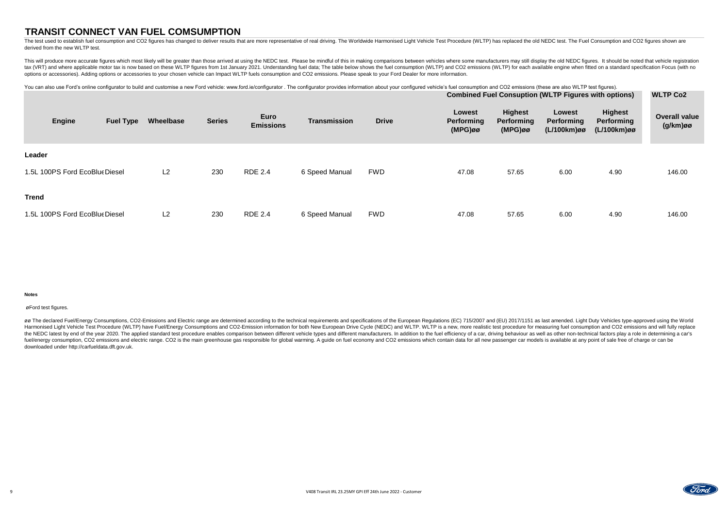# TRANSIT CONNECT VAN FUEL COMSUMPTION

The test used to establish fuel consumption and CO2 figures has changed to deliver results that are more representative of real driving. The Worldwide Harmonised Light Vehicle Test Procedure (WLTP) has replaced the old NEDC test. The Fuel Consumption and CO2 figures shown are derived from the new WLTP test.

This will produce more accurate figures which most likely will be greater than those arrived at using the NEDC test. Please be mindful of this in making comparisons between vehicles where some manufacturers may still display the old NEDC figures. It should be noted that vehicle registration tax (VRT) and where applicable motor tax is now based on these WLTP figures from 1st January 2021. Understanding fuel data; The table below shows the fuel consumption (WLTP) and CO2 emissions (WLTP) for each available engine when fitted on a standard specification Focus (with no options or accessories). Adding options or accessories to your chosen vehicle can Impact WLTP fuels consumption and CO2 emissions. Please speak to your Ford Dealer for more information.

You can also use Ford's online configurator to build and customise a new Ford vehicle: www.ford.ie/configurator . The configurator provides information about your configured vehicle's fuel consumption and CO2 emissions (these are also WLTP test figures).

| | | | | | | | Combined Fuel Consuption (WLTP Figures with options) | | | | WLTP Co2 |
|---|---|---|---|---|---|---|---|---|---|---|---|
| **Engine** | **Fuel Type** | **Wheelbase** | **Series** | **Euro Emissions** | **Transmission** | **Drive** | **Lowest Performing (MPG)øø** | **Highest Performing (MPG)øø** | **Lowest Performing (L/100km)øø** | **Highest Performing (L/100km)øø** | **Overall value (g/km)øø** |
| **Leader** | | | | | | | | | | | |
| 1.5L 100PS Ford EcoBlue | Diesel | L2 | 230 | RDE 2.4 | 6 Speed Manual | FWD | 47.08 | 57.65 | 6.00 | 4.90 | 146.00 |
| **Trend** | | | | | | | | | | | |
| 1.5L 100PS Ford EcoBlue | Diesel | L2 | 230 | RDE 2.4 | 6 Speed Manual | FWD | 47.08 | 57.65 | 6.00 | 4.90 | 146.00 |

**Notes**

øFord test figures.

øø The declared Fuel/Energy Consumptions, CO2-Emissions and Electric range are determined according to the technical requirements and specifications of the European Regulations (EC) 715/2007 and (EU) 2017/1151 as last amended. Light Duty Vehicles type-approved using the World Harmonised Light Vehicle Test Procedure (WLTP) have Fuel/Energy Consumptions and CO2-Emission information for both New European Drive Cycle (NEDC) and WLTP. WLTP is a new, more realistic test procedure for measuring fuel consumption and CO2 emissions and will fully replace the NEDC latest by end of the year 2020. The applied standard test procedure enables comparison between different vehicle types and different manufacturers. In addition to the fuel efficiency of a car, driving behaviour as well as other non-technical factors play a role in determining a car's fuel/energy consumption, CO2 emissions and electric range. CO2 is the main greenhouse gas responsible for global warming. A guide on fuel economy and CO2 emissions which contain data for all new passenger car models is available at any point of sale free of charge or can be downloaded under http://carfueldata.dft.gov.uk.

V408 Transit IRL 23.25MY GPI Eff 24th June 2022 - Customer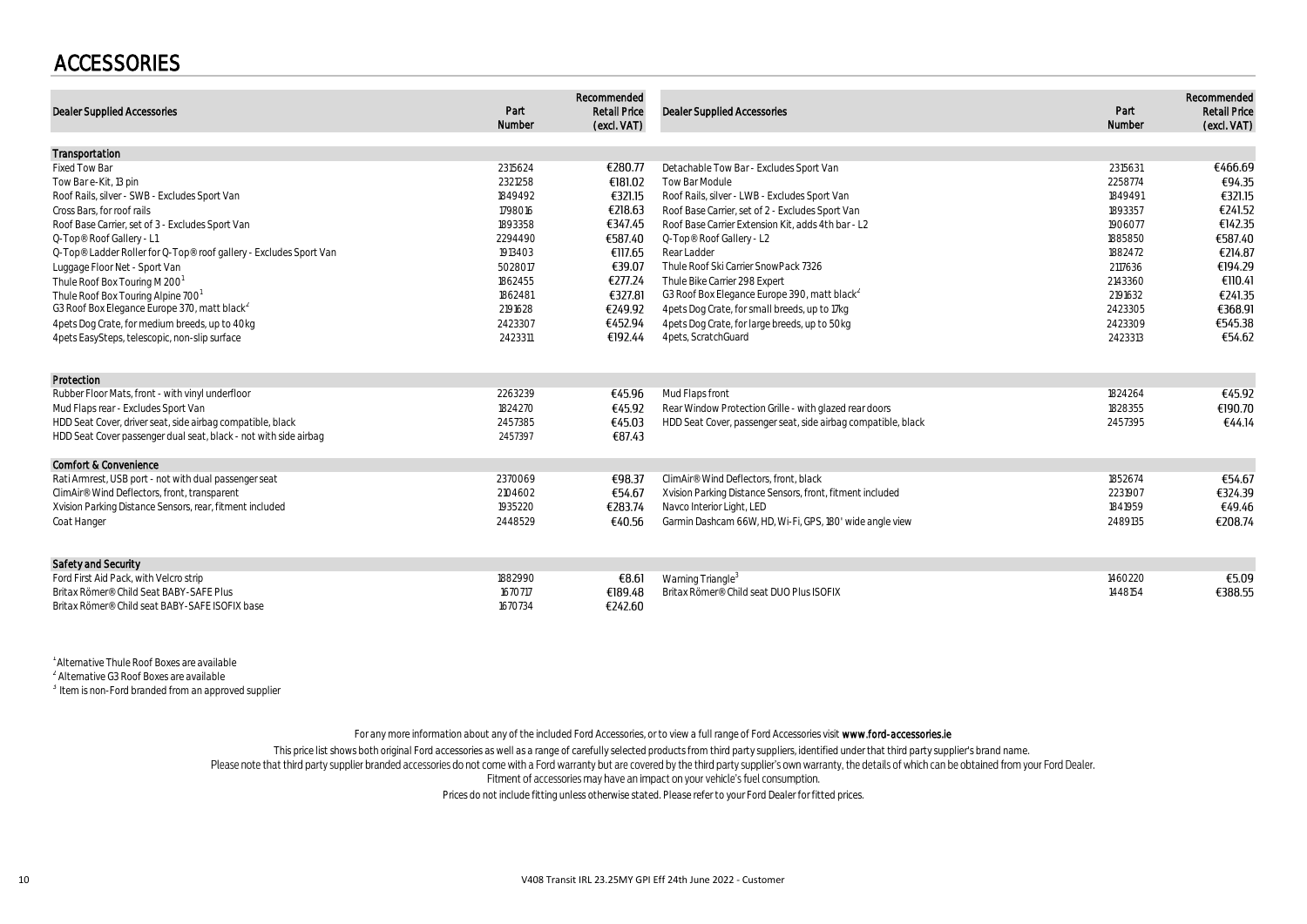# ACCESSORIES

| Dealer Supplied Accessories | Part Number | Recommended Retail Price (excl. VAT) | Dealer Supplied Accessories | Part Number | Recommended Retail Price (excl. VAT) |
|---|---|---|---|---|---|
| **Transportation** | | | | | |
| Fixed Tow Bar | 2315624 | €280.77 | Detachable Tow Bar - Excludes Sport Van | 2315631 | €466.69 |
| Tow Bar e-Kit, 13 pin | 2321258 | €181.02 | Tow Bar Module | 2258774 | €94.35 |
| Roof Rails, silver - SWB - Excludes Sport Van | 1849492 | €321.15 | Roof Rails, silver - LWB - Excludes Sport Van | 1849491 | €321.15 |
| Cross Bars, for roof rails | 1798016 | €218.63 | Roof Base Carrier, set of 2 - Excludes Sport Van | 1893357 | €241.52 |
| Roof Base Carrier, set of 3 - Excludes Sport Van | 1893358 | €347.45 | Roof Base Carrier Extension Kit, adds 4th bar - L2 | 1906077 | €142.35 |
| Q-Top® Roof Gallery - L1 | 2294490 | €587.40 | Q-Top® Roof Gallery - L2 | 1885850 | €587.40 |
| Q-Top® Ladder Roller for Q-Top® roof gallery - Excludes Sport Van | 1913403 | €117.65 | Rear Ladder | 1882472 | €214.87 |
| Luggage Floor Net - Sport Van | 5028017 | €39.07 | Thule Roof Ski Carrier SnowPack 7326 | 2117636 | €194.29 |
| Thule Roof Box Touring M 200[1] | 1862455 | €277.24 | Thule Bike Carrier 298 Expert | 2143360 | €110.41 |
| Thule Roof Box Touring Alpine 700[1] | 1862481 | €327.81 | G3 Roof Box Elegance Europe 390, matt black[2] | 2191632 | €241.35 |
| G3 Roof Box Elegance Europe 370, matt black[2] | 2191628 | €249.92 | 4pets Dog Crate, for small breeds, up to 17kg | 2423305 | €368.91 |
| 4pets Dog Crate, for medium breeds, up to 40kg | 2423307 | €452.94 | 4pets Dog Crate, for large breeds, up to 50kg | 2423309 | €545.38 |
| 4pets EasySteps, telescopic, non-slip surface | 2423311 | €192.44 | 4pets, ScratchGuard | 2423313 | €54.62 |
| **Protection** | | | | | |
| Rubber Floor Mats, front - with vinyl underfloor | 2263239 | €45.96 | Mud Flaps front | 1824264 | €45.92 |
| Mud Flaps rear - Excludes Sport Van | 1824270 | €45.92 | Rear Window Protection Grille - with glazed rear doors | 1828355 | €190.70 |
| HDD Seat Cover, driver seat, side airbag compatible, black | 2457385 | €45.03 | HDD Seat Cover, passenger seat, side airbag compatible, black | 2457395 | €44.14 |
| HDD Seat Cover passenger dual seat, black - not with side airbag | 2457397 | €87.43 | | | |
| **Comfort & Convenience** | | | | | |
| Rati Armrest, USB port - not with dual passenger seat | 2370069 | €98.37 | ClimAir® Wind Deflectors, front, black | 1852674 | €54.67 |
| ClimAir® Wind Deflectors, front, transparent | 2104602 | €54.67 | Xvision Parking Distance Sensors, front, fitment included | 2231907 | €324.39 |
| Xvision Parking Distance Sensors, rear, fitment included | 1935220 | €283.74 | Navco Interior Light, LED | 1841959 | €49.46 |
| Coat Hanger | 2448529 | €40.56 | Garmin Dashcam 66W, HD, Wi-Fi, GPS, 180° wide angle view | 2489135 | €208.74 |
| **Safety and Security** | | | | | |
| Ford First Aid Pack, with Velcro strip | 1882990 | €8.61 | Warning Triangle[3] | 1460220 | €5.09 |
| Britax Römer® Child Seat BABY-SAFE Plus | 1670717 | €189.48 | Britax Römer® Child seat DUO Plus ISOFIX | 1448154 | €388.55 |
| Britax Römer® Child seat BABY-SAFE ISOFIX base | 1670734 | €242.60 | | | |

[1] Alternative Thule Roof Boxes are available
[2] Alternative G3 Roof Boxes are available
[3] Item is non-Ford branded from an approved supplier

For any more information about any of the included Ford Accessories, or to view a full range of Ford Accessories visit **www.ford-accessories.ie**

This price list shows both original Ford accessories as well as a range of carefully selected products from third party suppliers, identified under that third party supplier's brand name.
Please note that third party supplier branded accessories do not come with a Ford warranty but are covered by the third party supplier's own warranty, the details of which can be obtained from your Ford Dealer.
Fitment of accessories may have an impact on your vehicle's fuel consumption.
Prices do not include fitting unless otherwise stated. Please refer to your Ford Dealer for fitted prices.

V408 Transit IRL 23.25MY GPI Eff 24th June 2022 - Customer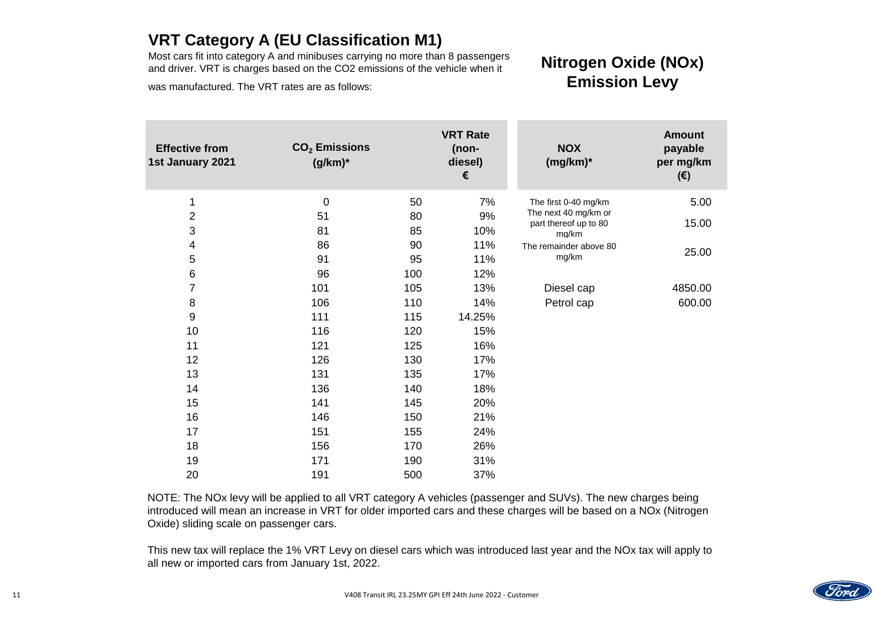## VRT Category A (EU Classification M1)

Most cars fit into category A and minibuses carrying no more than 8 passengers and driver. VRT is charges based on the CO2 emissions of the vehicle when it was manufactured. The VRT rates are as follows:

| Effective from 1st January 2021 | $CO_2$ Emissions (g/km)* | | VRT Rate (non-diesel) € |
|---|---|---|---|
| 1 | 0 | 50 | 7% |
| 2 | 51 | 80 | 9% |
| 3 | 81 | 85 | 10% |
| 4 | 86 | 90 | 11% |
| 5 | 91 | 95 | 11% |
| 6 | 96 | 100 | 12% |
| 7 | 101 | 105 | 13% |
| 8 | 106 | 110 | 14% |
| 9 | 111 | 115 | 14.25% |
| 10 | 116 | 120 | 15% |
| 11 | 121 | 125 | 16% |
| 12 | 126 | 130 | 17% |
| 13 | 131 | 135 | 17% |
| 14 | 136 | 140 | 18% |
| 15 | 141 | 145 | 20% |
| 16 | 146 | 150 | 21% |
| 17 | 151 | 155 | 24% |
| 18 | 156 | 170 | 26% |
| 19 | 171 | 190 | 31% |
| 20 | 191 | 500 | 37% |

## Nitrogen Oxide (NOx) Emission Levy

| NOX (mg/km)* | Amount payable per mg/km (€) |
|---|---|
| The first 0-40 mg/km | 5.00 |
| The next 40 mg/km or part thereof up to 80 mg/km | 15.00 |
| The remainder above 80 mg/km | 25.00 |
| Diesel cap | 4850.00 |
| Petrol cap | 600.00 |

NOTE: The NOx levy will be applied to all VRT category A vehicles (passenger and SUVs). The new charges being introduced will mean an increase in VRT for older imported cars and these charges will be based on a NOx (Nitrogen Oxide) sliding scale on passenger cars.

This new tax will replace the 1% VRT Levy on diesel cars which was introduced last year and the NOx tax will apply to all new or imported cars from January 1st, 2022.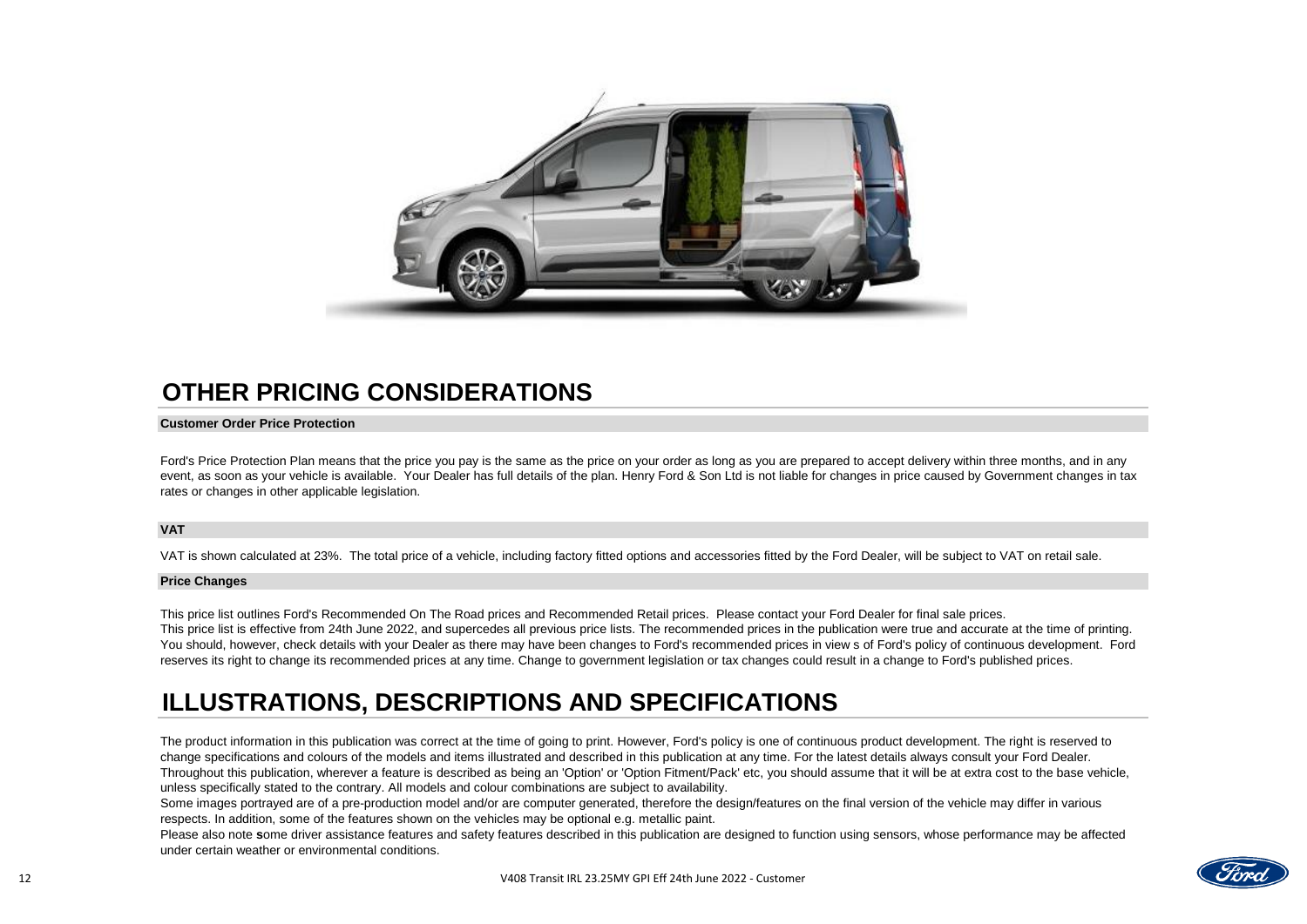# OTHER PRICING CONSIDERATIONS

**Customer Order Price Protection**

Ford's Price Protection Plan means that the price you pay is the same as the price on your order as long as you are prepared to accept delivery within three months, and in any event, as soon as your vehicle is available. Your Dealer has full details of the plan. Henry Ford & Son Ltd is not liable for changes in price caused by Government changes in tax rates or changes in other applicable legislation.

**VAT**

VAT is shown calculated at 23%. The total price of a vehicle, including factory fitted options and accessories fitted by the Ford Dealer, will be subject to VAT on retail sale.

**Price Changes**

This price list outlines Ford's Recommended On The Road prices and Recommended Retail prices. Please contact your Ford Dealer for final sale prices.
This price list is effective from 24th June 2022, and supercedes all previous price lists. The recommended prices in the publication were true and accurate at the time of printing. You should, however, check details with your Dealer as there may have been changes to Ford's recommended prices in view s of Ford's policy of continuous development. Ford reserves its right to change its recommended prices at any time. Change to government legislation or tax changes could result in a change to Ford's published prices.

# ILLUSTRATIONS, DESCRIPTIONS AND SPECIFICATIONS

The product information in this publication was correct at the time of going to print. However, Ford's policy is one of continuous product development. The right is reserved to change specifications and colours of the models and items illustrated and described in this publication at any time. For the latest details always consult your Ford Dealer.
Throughout this publication, wherever a feature is described as being an 'Option' or 'Option Fitment/Pack' etc, you should assume that it will be at extra cost to the base vehicle, unless specifically stated to the contrary. All models and colour combinations are subject to availability.
Some images portrayed are of a pre-production model and/or are computer generated, therefore the design/features on the final version of the vehicle may differ in various respects. In addition, some of the features shown on the vehicles may be optional e.g. metallic paint.
Please also note **s**ome driver assistance features and safety features described in this publication are designed to function using sensors, whose performance may be affected under certain weather or environmental conditions.